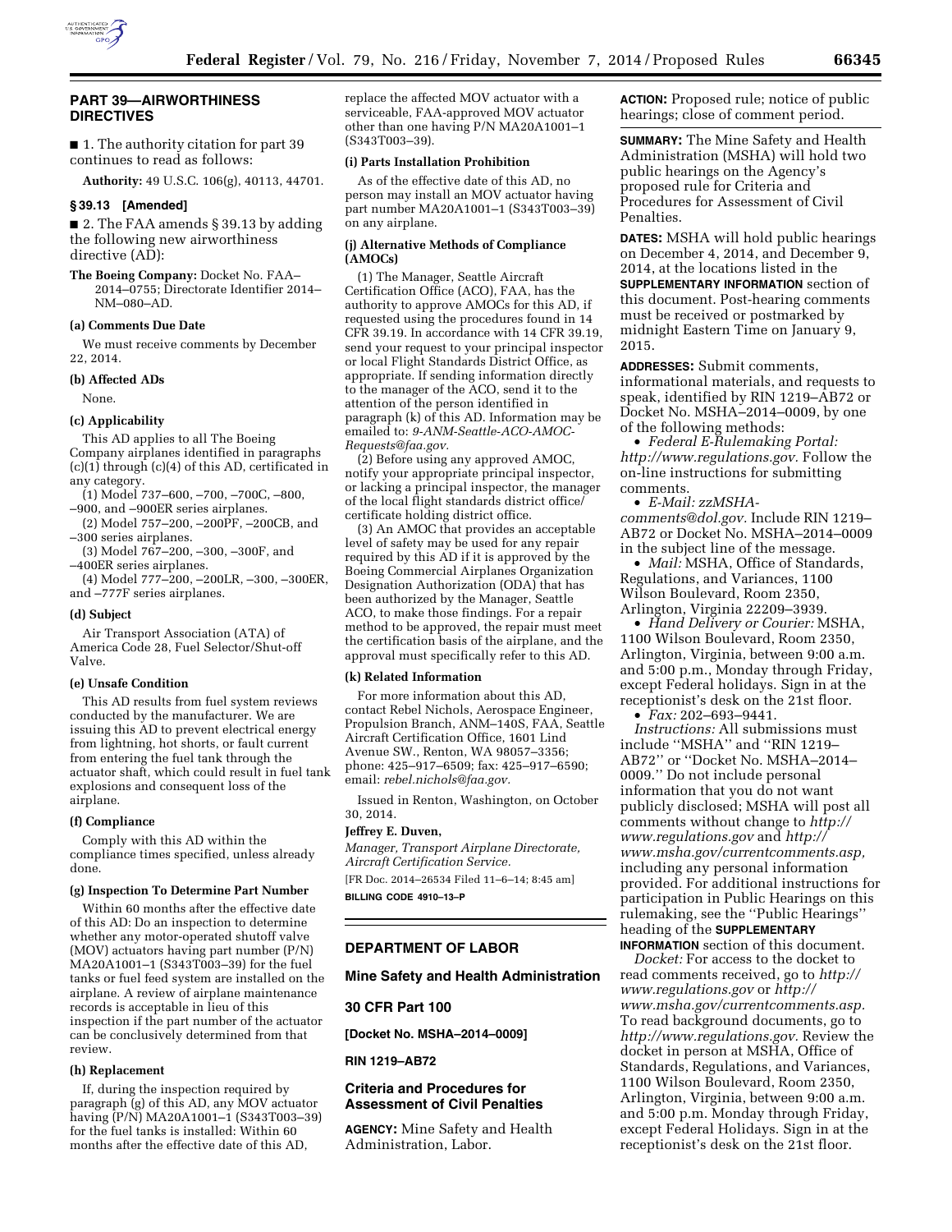## PART 39—AIRWORTHINESS DIRECTIVES

■ 1. The authority citation for part 39 continues to read as follows:

**Authority:** 49 U.S.C. 106(g), 40113, 44701.

### § 39.13 [Amended]

■ 2. The FAA amends § 39.13 by adding the following new airworthiness directive (AD):

**The Boeing Company:** Docket No. FAA–2014–0755; Directorate Identifier 2014–NM–080–AD.

#### (a) Comments Due Date

We must receive comments by December 22, 2014.

#### (b) Affected ADs

None.

#### (c) Applicability

This AD applies to all The Boeing Company airplanes identified in paragraphs (c)(1) through (c)(4) of this AD, certificated in any category.

(1) Model 737–600, –700, –700C, –800, –900, and –900ER series airplanes.

(2) Model 757–200, –200PF, –200CB, and –300 series airplanes.

(3) Model 767–200, –300, –300F, and –400ER series airplanes.

(4) Model 777–200, –200LR, –300, –300ER, and –777F series airplanes.

#### (d) Subject

Air Transport Association (ATA) of America Code 28, Fuel Selector/Shut-off Valve.

#### (e) Unsafe Condition

This AD results from fuel system reviews conducted by the manufacturer. We are issuing this AD to prevent electrical energy from lightning, hot shorts, or fault current from entering the fuel tank through the actuator shaft, which could result in fuel tank explosions and consequent loss of the airplane.

#### (f) Compliance

Comply with this AD within the compliance times specified, unless already done.

#### (g) Inspection To Determine Part Number

Within 60 months after the effective date of this AD: Do an inspection to determine whether any motor-operated shutoff valve (MOV) actuators having part number (P/N) MA20A1001–1 (S343T003–39) for the fuel tanks or fuel feed system are installed on the airplane. A review of airplane maintenance records is acceptable in lieu of this inspection if the part number of the actuator can be conclusively determined from that review.

#### (h) Replacement

If, during the inspection required by paragraph (g) of this AD, any MOV actuator having (P/N) MA20A1001–1 (S343T003–39) for the fuel tanks is installed: Within 60 months after the effective date of this AD, replace the affected MOV actuator with a serviceable, FAA-approved MOV actuator other than one having P/N MA20A1001–1 (S343T003–39).

#### (i) Parts Installation Prohibition

As of the effective date of this AD, no person may install an MOV actuator having part number MA20A1001–1 (S343T003–39) on any airplane.

#### (j) Alternative Methods of Compliance (AMOCs)

(1) The Manager, Seattle Aircraft Certification Office (ACO), FAA, has the authority to approve AMOCs for this AD, if requested using the procedures found in 14 CFR 39.19. In accordance with 14 CFR 39.19, send your request to your principal inspector or local Flight Standards District Office, as appropriate. If sending information directly to the manager of the ACO, send it to the attention of the person identified in paragraph (k) of this AD. Information may be emailed to: *9-ANM-Seattle-ACO-AMOC-Requests@faa.gov.*

(2) Before using any approved AMOC, notify your appropriate principal inspector, or lacking a principal inspector, the manager of the local flight standards district office/certificate holding district office.

(3) An AMOC that provides an acceptable level of safety may be used for any repair required by this AD if it is approved by the Boeing Commercial Airplanes Organization Designation Authorization (ODA) that has been authorized by the Manager, Seattle ACO, to make those findings. For a repair method to be approved, the repair must meet the certification basis of the airplane, and the approval must specifically refer to this AD.

#### (k) Related Information

For more information about this AD, contact Rebel Nichols, Aerospace Engineer, Propulsion Branch, ANM–140S, FAA, Seattle Aircraft Certification Office, 1601 Lind Avenue SW., Renton, WA 98057–3356; phone: 425–917–6509; fax: 425–917–6590; email: *rebel.nichols@faa.gov.*

Issued in Renton, Washington, on October 30, 2014.

**Jeffrey E. Duven,**

*Manager, Transport Airplane Directorate, Aircraft Certification Service.*

[FR Doc. 2014–26534 Filed 11–6–14; 8:45 am]

**BILLING CODE 4910–13–P**

---

## DEPARTMENT OF LABOR

### Mine Safety and Health Administration

### 30 CFR Part 100

**[Docket No. MSHA–2014–0009]**

**RIN 1219–AB72**

### Criteria and Procedures for Assessment of Civil Penalties

**AGENCY:** Mine Safety and Health Administration, Labor.

**ACTION:** Proposed rule; notice of public hearings; close of comment period.

**SUMMARY:** The Mine Safety and Health Administration (MSHA) will hold two public hearings on the Agency's proposed rule for Criteria and Procedures for Assessment of Civil Penalties.

**DATES:** MSHA will hold public hearings on December 4, 2014, and December 9, 2014, at the locations listed in the **SUPPLEMENTARY INFORMATION** section of this document. Post-hearing comments must be received or postmarked by midnight Eastern Time on January 9, 2015.

**ADDRESSES:** Submit comments, informational materials, and requests to speak, identified by RIN 1219–AB72 or Docket No. MSHA–2014–0009, by one of the following methods:

- *Federal E-Rulemaking Portal: http://www.regulations.gov.* Follow the on-line instructions for submitting comments.
- *E-Mail: zzMSHA-comments@dol.gov.* Include RIN 1219–AB72 or Docket No. MSHA–2014–0009 in the subject line of the message.
- *Mail:* MSHA, Office of Standards, Regulations, and Variances, 1100 Wilson Boulevard, Room 2350, Arlington, Virginia 22209–3939.
- *Hand Delivery or Courier:* MSHA, 1100 Wilson Boulevard, Room 2350, Arlington, Virginia, between 9:00 a.m. and 5:00 p.m., Monday through Friday, except Federal holidays. Sign in at the receptionist's desk on the 21st floor.
- *Fax:* 202–693–9441.

*Instructions:* All submissions must include ''MSHA'' and ''RIN 1219–AB72'' or ''Docket No. MSHA–2014–0009.'' Do not include personal information that you do not want publicly disclosed; MSHA will post all comments without change to *http://www.regulations.gov* and *http://www.msha.gov/currentcomments.asp,* including any personal information provided. For additional instructions for participation in Public Hearings on this rulemaking, see the ''Public Hearings'' heading of the **SUPPLEMENTARY INFORMATION** section of this document.

*Docket:* For access to the docket to read comments received, go to *http://www.regulations.gov* or *http://www.msha.gov/currentcomments.asp.* To read background documents, go to *http://www.regulations.gov.* Review the docket in person at MSHA, Office of Standards, Regulations, and Variances, 1100 Wilson Boulevard, Room 2350, Arlington, Virginia, between 9:00 a.m. and 5:00 p.m. Monday through Friday, except Federal Holidays. Sign in at the receptionist's desk on the 21st floor.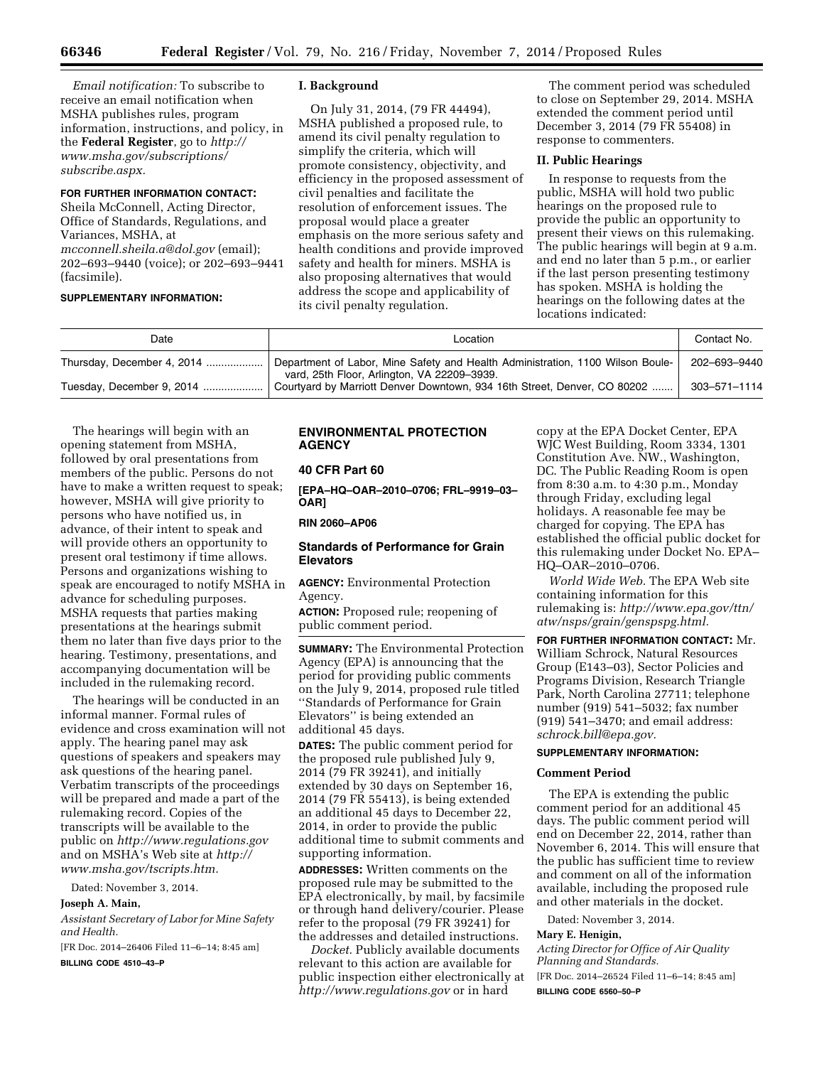*Email notification:* To subscribe to receive an email notification when MSHA publishes rules, program information, instructions, and policy, in the **Federal Register**, go to *http://www.msha.gov/subscriptions/subscribe.aspx.*

**FOR FURTHER INFORMATION CONTACT:** Sheila McConnell, Acting Director, Office of Standards, Regulations, and Variances, MSHA, at *mcconnell.sheila.a@dol.gov* (email); 202–693–9440 (voice); or 202–693–9441 (facsimile).

**SUPPLEMENTARY INFORMATION:**

**I. Background**

On July 31, 2014, (79 FR 44494), MSHA published a proposed rule, to amend its civil penalty regulation to simplify the criteria, which will promote consistency, objectivity, and efficiency in the proposed assessment of civil penalties and facilitate the resolution of enforcement issues. The proposal would place a greater emphasis on the more serious safety and health conditions and provide improved safety and health for miners. MSHA is also proposing alternatives that would address the scope and applicability of its civil penalty regulation.

The comment period was scheduled to close on September 29, 2014. MSHA extended the comment period until December 3, 2014 (79 FR 55408) in response to commenters.

**II. Public Hearings**

In response to requests from the public, MSHA will hold two public hearings on the proposed rule to provide the public an opportunity to present their views on this rulemaking. The public hearings will begin at 9 a.m. and end no later than 5 p.m., or earlier if the last person presenting testimony has spoken. MSHA is holding the hearings on the following dates at the locations indicated:

| Date | Location | Contact No. |
|---|---|---|
| Thursday, December 4, 2014 | Department of Labor, Mine Safety and Health Administration, 1100 Wilson Boulevard, 25th Floor, Arlington, VA 22209–3939. | 202–693–9440 |
| Tuesday, December 9, 2014 | Courtyard by Marriott Denver Downtown, 934 16th Street, Denver, CO 80202 | 303–571–1114 |

The hearings will begin with an opening statement from MSHA, followed by oral presentations from members of the public. Persons do not have to make a written request to speak; however, MSHA will give priority to persons who have notified us, in advance, of their intent to speak and will provide others an opportunity to present oral testimony if time allows. Persons and organizations wishing to speak are encouraged to notify MSHA in advance for scheduling purposes. MSHA requests that parties making presentations at the hearings submit them no later than five days prior to the hearing. Testimony, presentations, and accompanying documentation will be included in the rulemaking record.

The hearings will be conducted in an informal manner. Formal rules of evidence and cross examination will not apply. The hearing panel may ask questions of speakers and speakers may ask questions of the hearing panel. Verbatim transcripts of the proceedings will be prepared and made a part of the rulemaking record. Copies of the transcripts will be available to the public on *http://www.regulations.gov* and on MSHA's Web site at *http://www.msha.gov/tscripts.htm.*

Dated: November 3, 2014.

**Joseph A. Main,**

*Assistant Secretary of Labor for Mine Safety and Health.*

[FR Doc. 2014–26406 Filed 11–6–14; 8:45 am]

**BILLING CODE 4510–43–P**

## ENVIRONMENTAL PROTECTION AGENCY

### 40 CFR Part 60

**[EPA–HQ–OAR–2010–0706; FRL–9919–03–OAR]**

**RIN 2060–AP06**

### Standards of Performance for Grain Elevators

**AGENCY:** Environmental Protection Agency.

**ACTION:** Proposed rule; reopening of public comment period.

**SUMMARY:** The Environmental Protection Agency (EPA) is announcing that the period for providing public comments on the July 9, 2014, proposed rule titled ''Standards of Performance for Grain Elevators'' is being extended an additional 45 days.

**DATES:** The public comment period for the proposed rule published July 9, 2014 (79 FR 39241), and initially extended by 30 days on September 16, 2014 (79 FR 55413), is being extended an additional 45 days to December 22, 2014, in order to provide the public additional time to submit comments and supporting information.

**ADDRESSES:** Written comments on the proposed rule may be submitted to the EPA electronically, by mail, by facsimile or through hand delivery/courier. Please refer to the proposal (79 FR 39241) for the addresses and detailed instructions.

*Docket.* Publicly available documents relevant to this action are available for public inspection either electronically at *http://www.regulations.gov* or in hard copy at the EPA Docket Center, EPA WJC West Building, Room 3334, 1301 Constitution Ave. NW., Washington, DC. The Public Reading Room is open from 8:30 a.m. to 4:30 p.m., Monday through Friday, excluding legal holidays. A reasonable fee may be charged for copying. The EPA has established the official public docket for this rulemaking under Docket No. EPA–HQ–OAR–2010–0706.

*World Wide Web.* The EPA Web site containing information for this rulemaking is: *http://www.epa.gov/ttn/atw/nsps/grain/genspspg.html.*

**FOR FURTHER INFORMATION CONTACT:** Mr. William Schrock, Natural Resources Group (E143–03), Sector Policies and Programs Division, Research Triangle Park, North Carolina 27711; telephone number (919) 541–5032; fax number (919) 541–3470; and email address: *schrock.bill@epa.gov.*

**SUPPLEMENTARY INFORMATION:**

**Comment Period**

The EPA is extending the public comment period for an additional 45 days. The public comment period will end on December 22, 2014, rather than November 6, 2014. This will ensure that the public has sufficient time to review and comment on all of the information available, including the proposed rule and other materials in the docket.

Dated: November 3, 2014.

**Mary E. Henigin,**

*Acting Director for Office of Air Quality Planning and Standards.*

[FR Doc. 2014–26524 Filed 11–6–14; 8:45 am]

**BILLING CODE 6560–50–P**